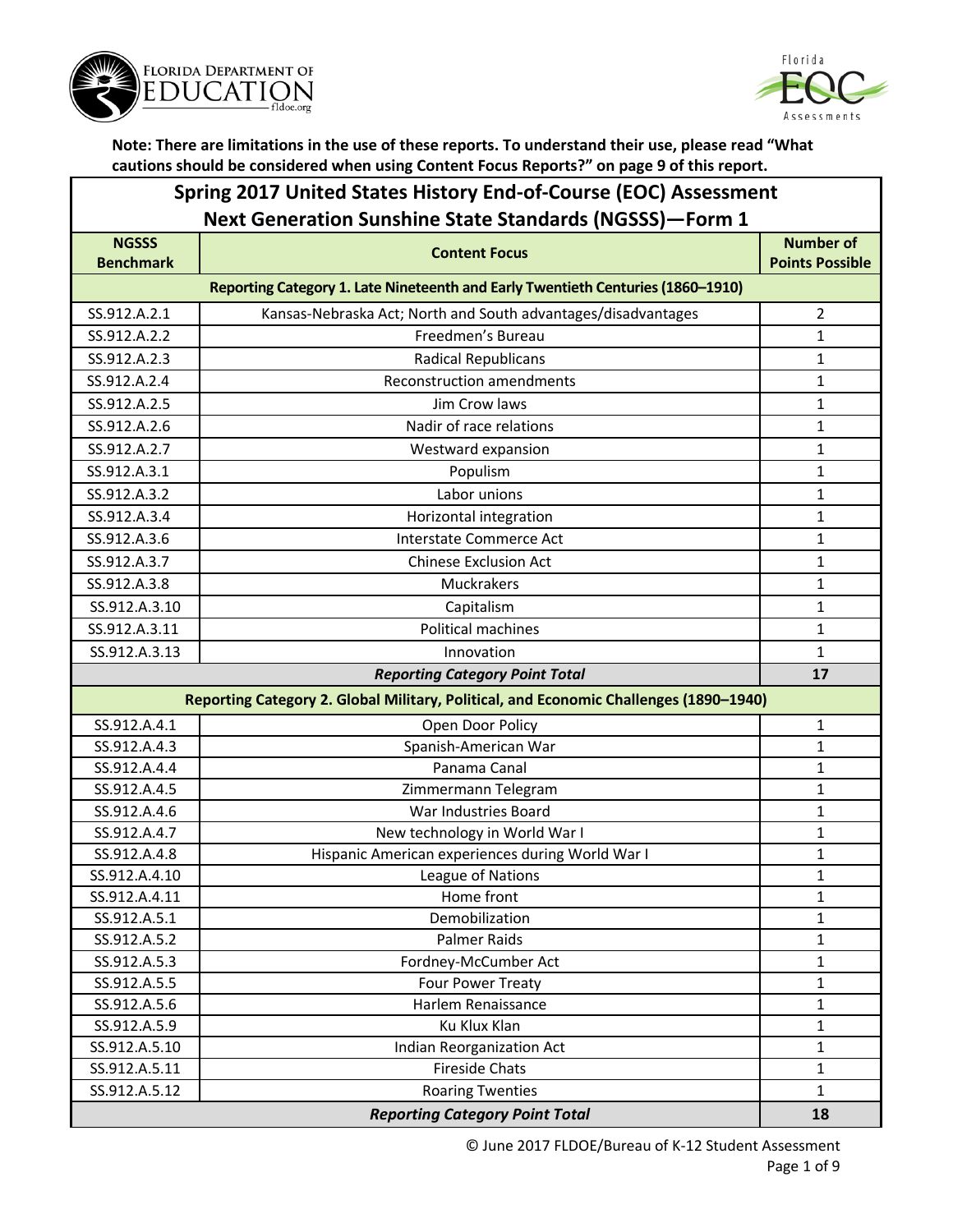**Note: There are limitations in the use of these reports. To understand their use, please read "What cautions should be considered when using Content Focus Reports?" on page 9 of this report.**

## Spring 2017 United States History End-of-Course (EOC) Assessment Next Generation Sunshine State Standards (NGSSS)—Form 1

| NGSSS Benchmark | Content Focus | Number of Points Possible |
|---|---|---|
| **Reporting Category 1. Late Nineteenth and Early Twentieth Centuries (1860–1910)** | | |
| SS.912.A.2.1 | Kansas-Nebraska Act; North and South advantages/disadvantages | 2 |
| SS.912.A.2.2 | Freedmen's Bureau | 1 |
| SS.912.A.2.3 | Radical Republicans | 1 |
| SS.912.A.2.4 | Reconstruction amendments | 1 |
| SS.912.A.2.5 | Jim Crow laws | 1 |
| SS.912.A.2.6 | Nadir of race relations | 1 |
| SS.912.A.2.7 | Westward expansion | 1 |
| SS.912.A.3.1 | Populism | 1 |
| SS.912.A.3.2 | Labor unions | 1 |
| SS.912.A.3.4 | Horizontal integration | 1 |
| SS.912.A.3.6 | Interstate Commerce Act | 1 |
| SS.912.A.3.7 | Chinese Exclusion Act | 1 |
| SS.912.A.3.8 | Muckrakers | 1 |
| SS.912.A.3.10 | Capitalism | 1 |
| SS.912.A.3.11 | Political machines | 1 |
| SS.912.A.3.13 | Innovation | 1 |
| | ***Reporting Category Point Total*** | **17** |
| **Reporting Category 2. Global Military, Political, and Economic Challenges (1890–1940)** | | |
| SS.912.A.4.1 | Open Door Policy | 1 |
| SS.912.A.4.3 | Spanish-American War | 1 |
| SS.912.A.4.4 | Panama Canal | 1 |
| SS.912.A.4.5 | Zimmermann Telegram | 1 |
| SS.912.A.4.6 | War Industries Board | 1 |
| SS.912.A.4.7 | New technology in World War I | 1 |
| SS.912.A.4.8 | Hispanic American experiences during World War I | 1 |
| SS.912.A.4.10 | League of Nations | 1 |
| SS.912.A.4.11 | Home front | 1 |
| SS.912.A.5.1 | Demobilization | 1 |
| SS.912.A.5.2 | Palmer Raids | 1 |
| SS.912.A.5.3 | Fordney-McCumber Act | 1 |
| SS.912.A.5.5 | Four Power Treaty | 1 |
| SS.912.A.5.6 | Harlem Renaissance | 1 |
| SS.912.A.5.9 | Ku Klux Klan | 1 |
| SS.912.A.5.10 | Indian Reorganization Act | 1 |
| SS.912.A.5.11 | Fireside Chats | 1 |
| SS.912.A.5.12 | Roaring Twenties | 1 |
| | ***Reporting Category Point Total*** | **18** |

© June 2017 FLDOE/Bureau of K-12 Student Assessment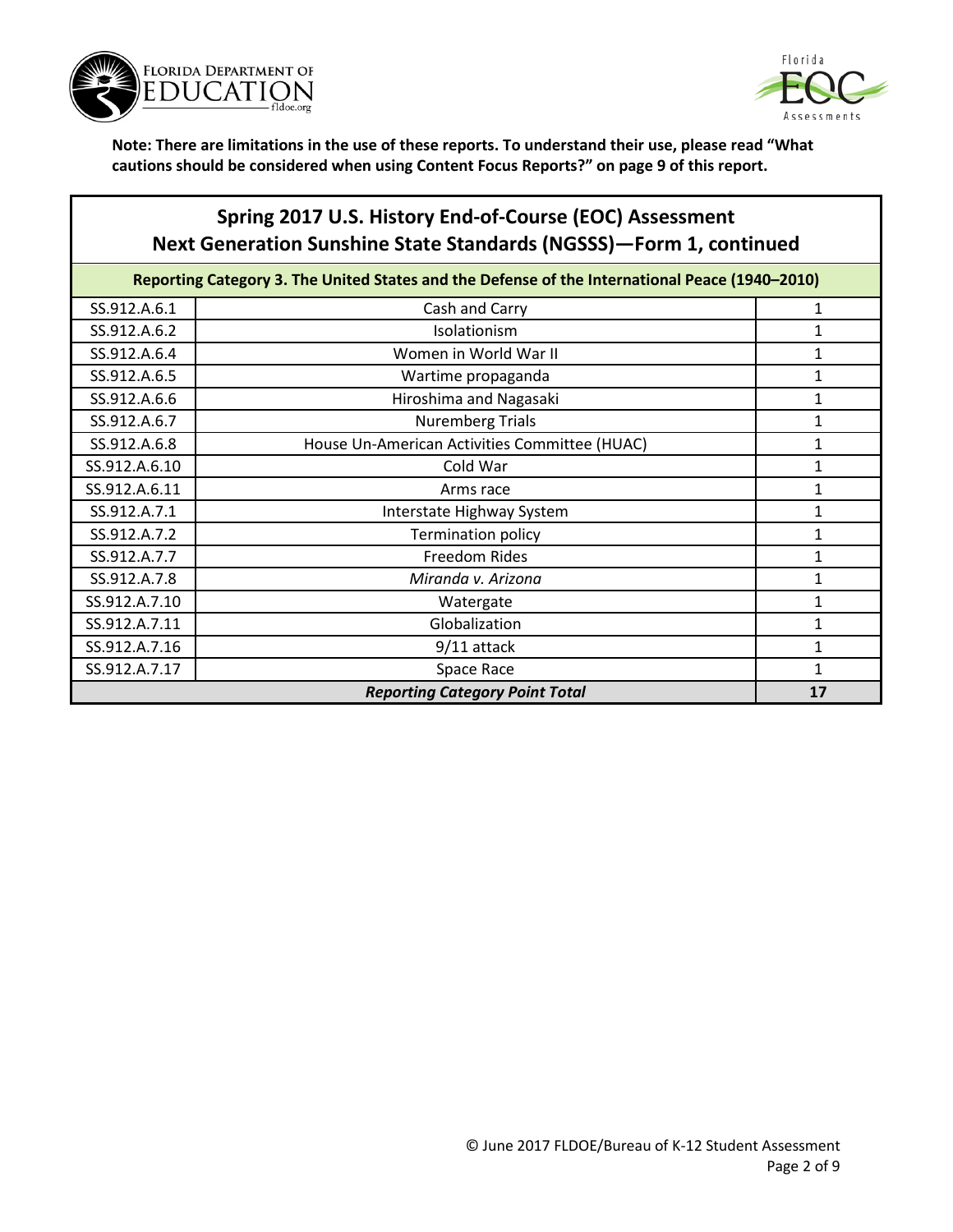**Note: There are limitations in the use of these reports. To understand their use, please read "What cautions should be considered when using Content Focus Reports?" on page 9 of this report.**

## Spring 2017 U.S. History End-of-Course (EOC) Assessment
## Next Generation Sunshine State Standards (NGSSS)—Form 1, continued

| Reporting Category 3. The United States and the Defense of the International Peace (1940–2010) | | |
|---|---|---|
| SS.912.A.6.1 | Cash and Carry | 1 |
| SS.912.A.6.2 | Isolationism | 1 |
| SS.912.A.6.4 | Women in World War II | 1 |
| SS.912.A.6.5 | Wartime propaganda | 1 |
| SS.912.A.6.6 | Hiroshima and Nagasaki | 1 |
| SS.912.A.6.7 | Nuremberg Trials | 1 |
| SS.912.A.6.8 | House Un-American Activities Committee (HUAC) | 1 |
| SS.912.A.6.10 | Cold War | 1 |
| SS.912.A.6.11 | Arms race | 1 |
| SS.912.A.7.1 | Interstate Highway System | 1 |
| SS.912.A.7.2 | Termination policy | 1 |
| SS.912.A.7.7 | Freedom Rides | 1 |
| SS.912.A.7.8 | *Miranda v. Arizona* | 1 |
| SS.912.A.7.10 | Watergate | 1 |
| SS.912.A.7.11 | Globalization | 1 |
| SS.912.A.7.16 | 9/11 attack | 1 |
| SS.912.A.7.17 | Space Race | 1 |
| ***Reporting Category Point Total*** | | **17** |

© June 2017 FLDOE/Bureau of K-12 Student Assessment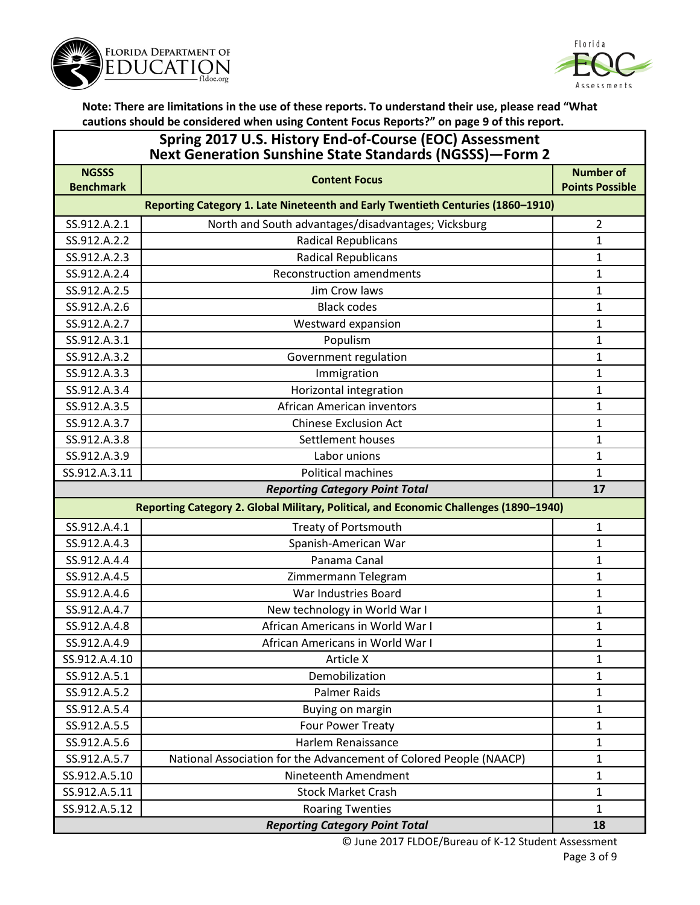**Note: There are limitations in the use of these reports. To understand their use, please read "What cautions should be considered when using Content Focus Reports?" on page 9 of this report.**

## Spring 2017 U.S. History End-of-Course (EOC) Assessment Next Generation Sunshine State Standards (NGSSS)—Form 2

| NGSSS Benchmark | Content Focus | Number of Points Possible |
|---|---|---|
| **Reporting Category 1. Late Nineteenth and Early Twentieth Centuries (1860–1910)** | | |
| SS.912.A.2.1 | North and South advantages/disadvantages; Vicksburg | 2 |
| SS.912.A.2.2 | Radical Republicans | 1 |
| SS.912.A.2.3 | Radical Republicans | 1 |
| SS.912.A.2.4 | Reconstruction amendments | 1 |
| SS.912.A.2.5 | Jim Crow laws | 1 |
| SS.912.A.2.6 | Black codes | 1 |
| SS.912.A.2.7 | Westward expansion | 1 |
| SS.912.A.3.1 | Populism | 1 |
| SS.912.A.3.2 | Government regulation | 1 |
| SS.912.A.3.3 | Immigration | 1 |
| SS.912.A.3.4 | Horizontal integration | 1 |
| SS.912.A.3.5 | African American inventors | 1 |
| SS.912.A.3.7 | Chinese Exclusion Act | 1 |
| SS.912.A.3.8 | Settlement houses | 1 |
| SS.912.A.3.9 | Labor unions | 1 |
| SS.912.A.3.11 | Political machines | 1 |
| ***Reporting Category Point Total*** | | **17** |
| **Reporting Category 2. Global Military, Political, and Economic Challenges (1890–1940)** | | |
| SS.912.A.4.1 | Treaty of Portsmouth | 1 |
| SS.912.A.4.3 | Spanish-American War | 1 |
| SS.912.A.4.4 | Panama Canal | 1 |
| SS.912.A.4.5 | Zimmermann Telegram | 1 |
| SS.912.A.4.6 | War Industries Board | 1 |
| SS.912.A.4.7 | New technology in World War I | 1 |
| SS.912.A.4.8 | African Americans in World War I | 1 |
| SS.912.A.4.9 | African Americans in World War I | 1 |
| SS.912.A.4.10 | Article X | 1 |
| SS.912.A.5.1 | Demobilization | 1 |
| SS.912.A.5.2 | Palmer Raids | 1 |
| SS.912.A.5.4 | Buying on margin | 1 |
| SS.912.A.5.5 | Four Power Treaty | 1 |
| SS.912.A.5.6 | Harlem Renaissance | 1 |
| SS.912.A.5.7 | National Association for the Advancement of Colored People (NAACP) | 1 |
| SS.912.A.5.10 | Nineteenth Amendment | 1 |
| SS.912.A.5.11 | Stock Market Crash | 1 |
| SS.912.A.5.12 | Roaring Twenties | 1 |
| ***Reporting Category Point Total*** | | **18** |

© June 2017 FLDOE/Bureau of K-12 Student Assessment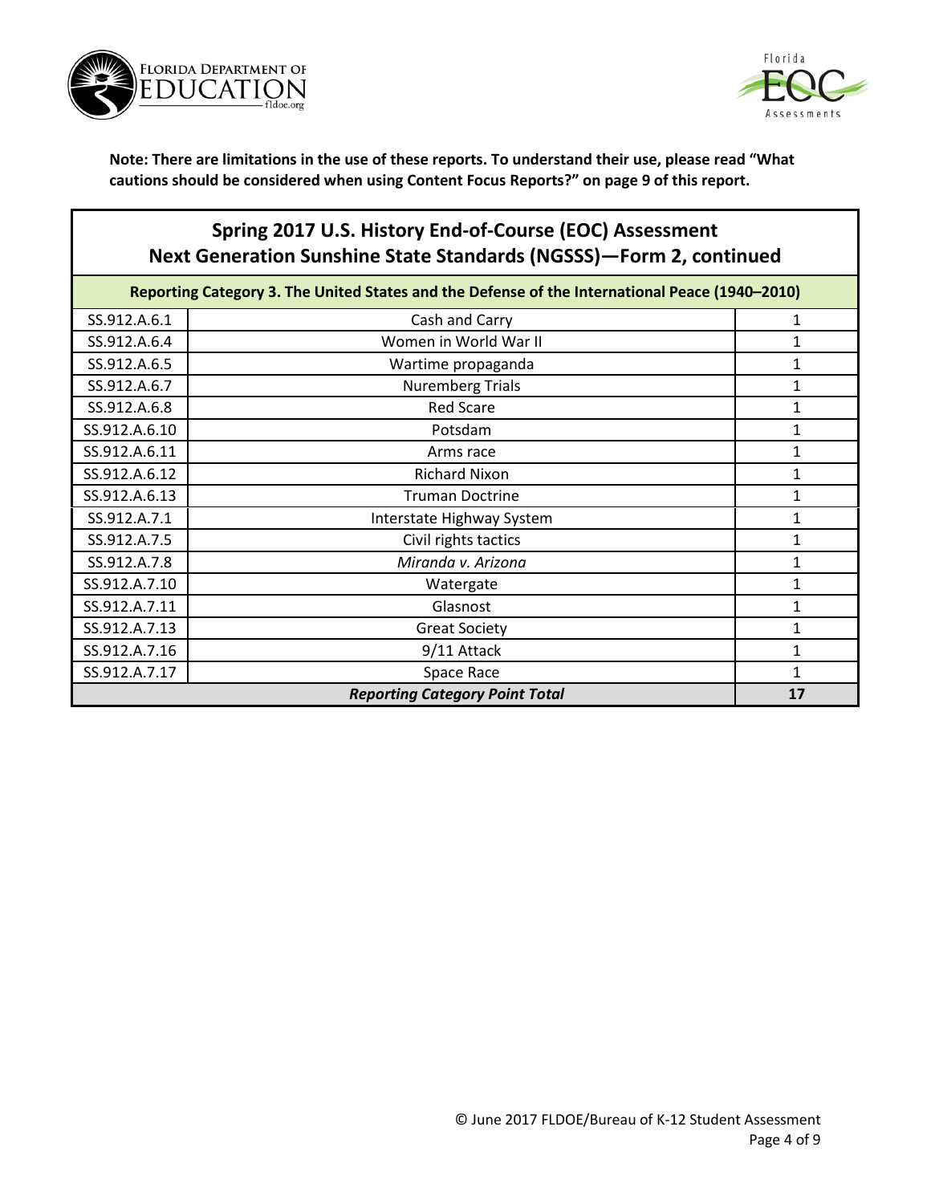**Note: There are limitations in the use of these reports. To understand their use, please read "What cautions should be considered when using Content Focus Reports?" on page 9 of this report.**

## Spring 2017 U.S. History End-of-Course (EOC) Assessment Next Generation Sunshine State Standards (NGSSS)—Form 2, continued

| Reporting Category 3. The United States and the Defense of the International Peace (1940–2010) | | |
|---|---|---|
| SS.912.A.6.1 | Cash and Carry | 1 |
| SS.912.A.6.4 | Women in World War II | 1 |
| SS.912.A.6.5 | Wartime propaganda | 1 |
| SS.912.A.6.7 | Nuremberg Trials | 1 |
| SS.912.A.6.8 | Red Scare | 1 |
| SS.912.A.6.10 | Potsdam | 1 |
| SS.912.A.6.11 | Arms race | 1 |
| SS.912.A.6.12 | Richard Nixon | 1 |
| SS.912.A.6.13 | Truman Doctrine | 1 |
| SS.912.A.7.1 | Interstate Highway System | 1 |
| SS.912.A.7.5 | Civil rights tactics | 1 |
| SS.912.A.7.8 | *Miranda v. Arizona* | 1 |
| SS.912.A.7.10 | Watergate | 1 |
| SS.912.A.7.11 | Glasnost | 1 |
| SS.912.A.7.13 | Great Society | 1 |
| SS.912.A.7.16 | 9/11 Attack | 1 |
| SS.912.A.7.17 | Space Race | 1 |
| ***Reporting Category Point Total*** | | **17** |

© June 2017 FLDOE/Bureau of K-12 Student Assessment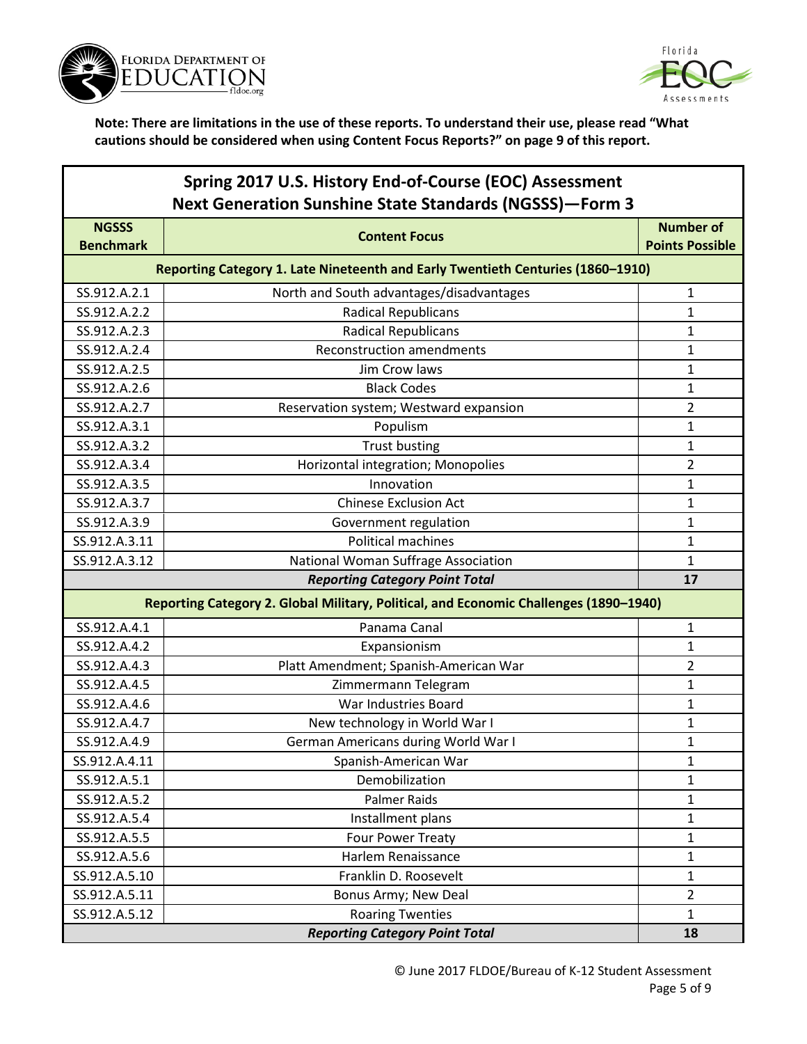**Note: There are limitations in the use of these reports. To understand their use, please read "What cautions should be considered when using Content Focus Reports?" on page 9 of this report.**

## Spring 2017 U.S. History End-of-Course (EOC) Assessment Next Generation Sunshine State Standards (NGSSS)—Form 3

| NGSSS Benchmark | Content Focus | Number of Points Possible |
|---|---|---|
| **Reporting Category 1. Late Nineteenth and Early Twentieth Centuries (1860–1910)** | | |
| SS.912.A.2.1 | North and South advantages/disadvantages | 1 |
| SS.912.A.2.2 | Radical Republicans | 1 |
| SS.912.A.2.3 | Radical Republicans | 1 |
| SS.912.A.2.4 | Reconstruction amendments | 1 |
| SS.912.A.2.5 | Jim Crow laws | 1 |
| SS.912.A.2.6 | Black Codes | 1 |
| SS.912.A.2.7 | Reservation system; Westward expansion | 2 |
| SS.912.A.3.1 | Populism | 1 |
| SS.912.A.3.2 | Trust busting | 1 |
| SS.912.A.3.4 | Horizontal integration; Monopolies | 2 |
| SS.912.A.3.5 | Innovation | 1 |
| SS.912.A.3.7 | Chinese Exclusion Act | 1 |
| SS.912.A.3.9 | Government regulation | 1 |
| SS.912.A.3.11 | Political machines | 1 |
| SS.912.A.3.12 | National Woman Suffrage Association | 1 |
| | ***Reporting Category Point Total*** | **17** |
| **Reporting Category 2. Global Military, Political, and Economic Challenges (1890–1940)** | | |
| SS.912.A.4.1 | Panama Canal | 1 |
| SS.912.A.4.2 | Expansionism | 1 |
| SS.912.A.4.3 | Platt Amendment; Spanish-American War | 2 |
| SS.912.A.4.5 | Zimmermann Telegram | 1 |
| SS.912.A.4.6 | War Industries Board | 1 |
| SS.912.A.4.7 | New technology in World War I | 1 |
| SS.912.A.4.9 | German Americans during World War I | 1 |
| SS.912.A.4.11 | Spanish-American War | 1 |
| SS.912.A.5.1 | Demobilization | 1 |
| SS.912.A.5.2 | Palmer Raids | 1 |
| SS.912.A.5.4 | Installment plans | 1 |
| SS.912.A.5.5 | Four Power Treaty | 1 |
| SS.912.A.5.6 | Harlem Renaissance | 1 |
| SS.912.A.5.10 | Franklin D. Roosevelt | 1 |
| SS.912.A.5.11 | Bonus Army; New Deal | 2 |
| SS.912.A.5.12 | Roaring Twenties | 1 |
| | ***Reporting Category Point Total*** | **18** |

© June 2017 FLDOE/Bureau of K-12 Student Assessment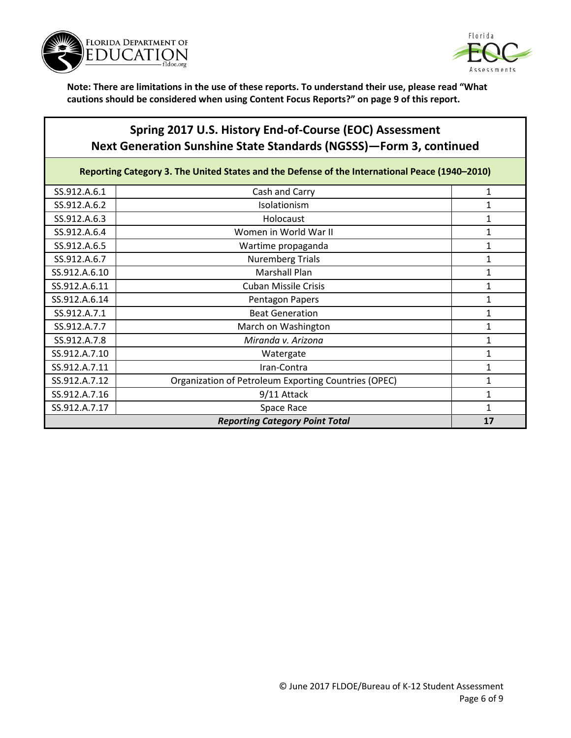**Note: There are limitations in the use of these reports. To understand their use, please read "What cautions should be considered when using Content Focus Reports?" on page 9 of this report.**

## Spring 2017 U.S. History End-of-Course (EOC) Assessment
## Next Generation Sunshine State Standards (NGSSS)—Form 3, continued

| Reporting Category 3. The United States and the Defense of the International Peace (1940–2010) | | |
|---|---|---|
| SS.912.A.6.1 | Cash and Carry | 1 |
| SS.912.A.6.2 | Isolationism | 1 |
| SS.912.A.6.3 | Holocaust | 1 |
| SS.912.A.6.4 | Women in World War II | 1 |
| SS.912.A.6.5 | Wartime propaganda | 1 |
| SS.912.A.6.7 | Nuremberg Trials | 1 |
| SS.912.A.6.10 | Marshall Plan | 1 |
| SS.912.A.6.11 | Cuban Missile Crisis | 1 |
| SS.912.A.6.14 | Pentagon Papers | 1 |
| SS.912.A.7.1 | Beat Generation | 1 |
| SS.912.A.7.7 | March on Washington | 1 |
| SS.912.A.7.8 | *Miranda v. Arizona* | 1 |
| SS.912.A.7.10 | Watergate | 1 |
| SS.912.A.7.11 | Iran-Contra | 1 |
| SS.912.A.7.12 | Organization of Petroleum Exporting Countries (OPEC) | 1 |
| SS.912.A.7.16 | 9/11 Attack | 1 |
| SS.912.A.7.17 | Space Race | 1 |
| ***Reporting Category Point Total*** | | **17** |

© June 2017 FLDOE/Bureau of K-12 Student Assessment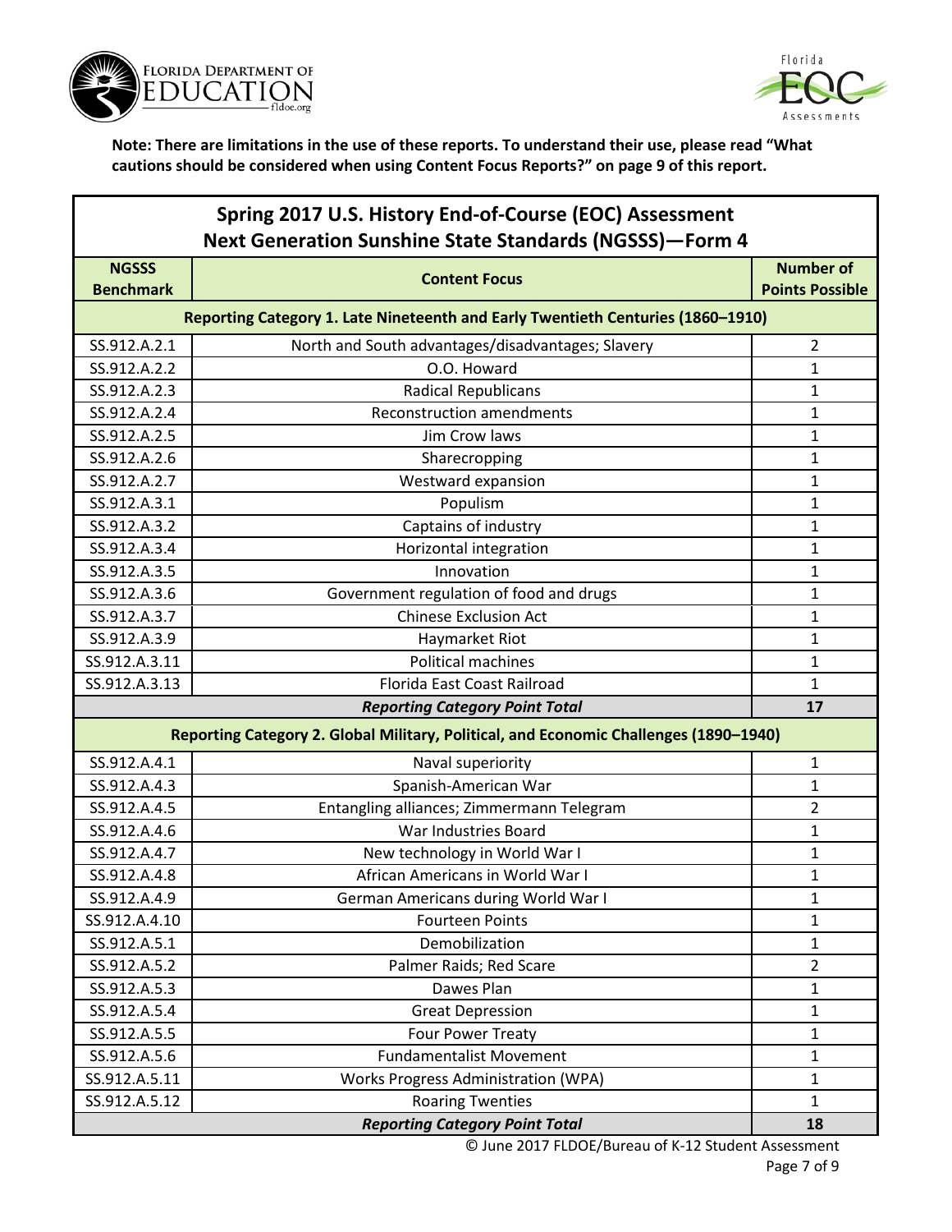**Note: There are limitations in the use of these reports. To understand their use, please read "What cautions should be considered when using Content Focus Reports?" on page 9 of this report.**

## Spring 2017 U.S. History End-of-Course (EOC) Assessment Next Generation Sunshine State Standards (NGSSS)—Form 4

| NGSSS Benchmark | Content Focus | Number of Points Possible |
|---|---|---|
| **Reporting Category 1. Late Nineteenth and Early Twentieth Centuries (1860–1910)** | | |
| SS.912.A.2.1 | North and South advantages/disadvantages; Slavery | 2 |
| SS.912.A.2.2 | O.O. Howard | 1 |
| SS.912.A.2.3 | Radical Republicans | 1 |
| SS.912.A.2.4 | Reconstruction amendments | 1 |
| SS.912.A.2.5 | Jim Crow laws | 1 |
| SS.912.A.2.6 | Sharecropping | 1 |
| SS.912.A.2.7 | Westward expansion | 1 |
| SS.912.A.3.1 | Populism | 1 |
| SS.912.A.3.2 | Captains of industry | 1 |
| SS.912.A.3.4 | Horizontal integration | 1 |
| SS.912.A.3.5 | Innovation | 1 |
| SS.912.A.3.6 | Government regulation of food and drugs | 1 |
| SS.912.A.3.7 | Chinese Exclusion Act | 1 |
| SS.912.A.3.9 | Haymarket Riot | 1 |
| SS.912.A.3.11 | Political machines | 1 |
| SS.912.A.3.13 | Florida East Coast Railroad | 1 |
| | ***Reporting Category Point Total*** | **17** |
| **Reporting Category 2. Global Military, Political, and Economic Challenges (1890–1940)** | | |
| SS.912.A.4.1 | Naval superiority | 1 |
| SS.912.A.4.3 | Spanish-American War | 1 |
| SS.912.A.4.5 | Entangling alliances; Zimmermann Telegram | 2 |
| SS.912.A.4.6 | War Industries Board | 1 |
| SS.912.A.4.7 | New technology in World War I | 1 |
| SS.912.A.4.8 | African Americans in World War I | 1 |
| SS.912.A.4.9 | German Americans during World War I | 1 |
| SS.912.A.4.10 | Fourteen Points | 1 |
| SS.912.A.5.1 | Demobilization | 1 |
| SS.912.A.5.2 | Palmer Raids; Red Scare | 2 |
| SS.912.A.5.3 | Dawes Plan | 1 |
| SS.912.A.5.4 | Great Depression | 1 |
| SS.912.A.5.5 | Four Power Treaty | 1 |
| SS.912.A.5.6 | Fundamentalist Movement | 1 |
| SS.912.A.5.11 | Works Progress Administration (WPA) | 1 |
| SS.912.A.5.12 | Roaring Twenties | 1 |
| | ***Reporting Category Point Total*** | **18** |

© June 2017 FLDOE/Bureau of K-12 Student Assessment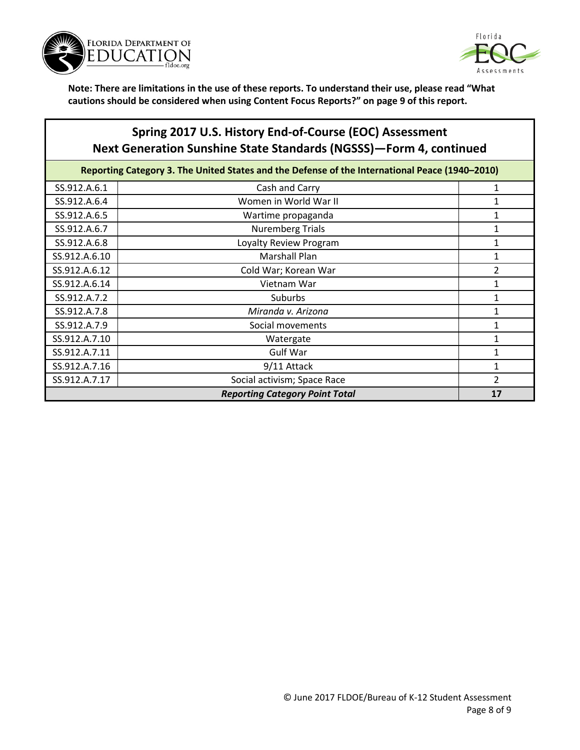**Note: There are limitations in the use of these reports. To understand their use, please read "What cautions should be considered when using Content Focus Reports?" on page 9 of this report.**

## Spring 2017 U.S. History End-of-Course (EOC) Assessment
## Next Generation Sunshine State Standards (NGSSS)—Form 4, continued

| Reporting Category 3. The United States and the Defense of the International Peace (1940–2010) | | |
|---|---|---|
| SS.912.A.6.1 | Cash and Carry | 1 |
| SS.912.A.6.4 | Women in World War II | 1 |
| SS.912.A.6.5 | Wartime propaganda | 1 |
| SS.912.A.6.7 | Nuremberg Trials | 1 |
| SS.912.A.6.8 | Loyalty Review Program | 1 |
| SS.912.A.6.10 | Marshall Plan | 1 |
| SS.912.A.6.12 | Cold War; Korean War | 2 |
| SS.912.A.6.14 | Vietnam War | 1 |
| SS.912.A.7.2 | Suburbs | 1 |
| SS.912.A.7.8 | *Miranda v. Arizona* | 1 |
| SS.912.A.7.9 | Social movements | 1 |
| SS.912.A.7.10 | Watergate | 1 |
| SS.912.A.7.11 | Gulf War | 1 |
| SS.912.A.7.16 | 9/11 Attack | 1 |
| SS.912.A.7.17 | Social activism; Space Race | 2 |
| ***Reporting Category Point Total*** | | **17** |

© June 2017 FLDOE/Bureau of K-12 Student Assessment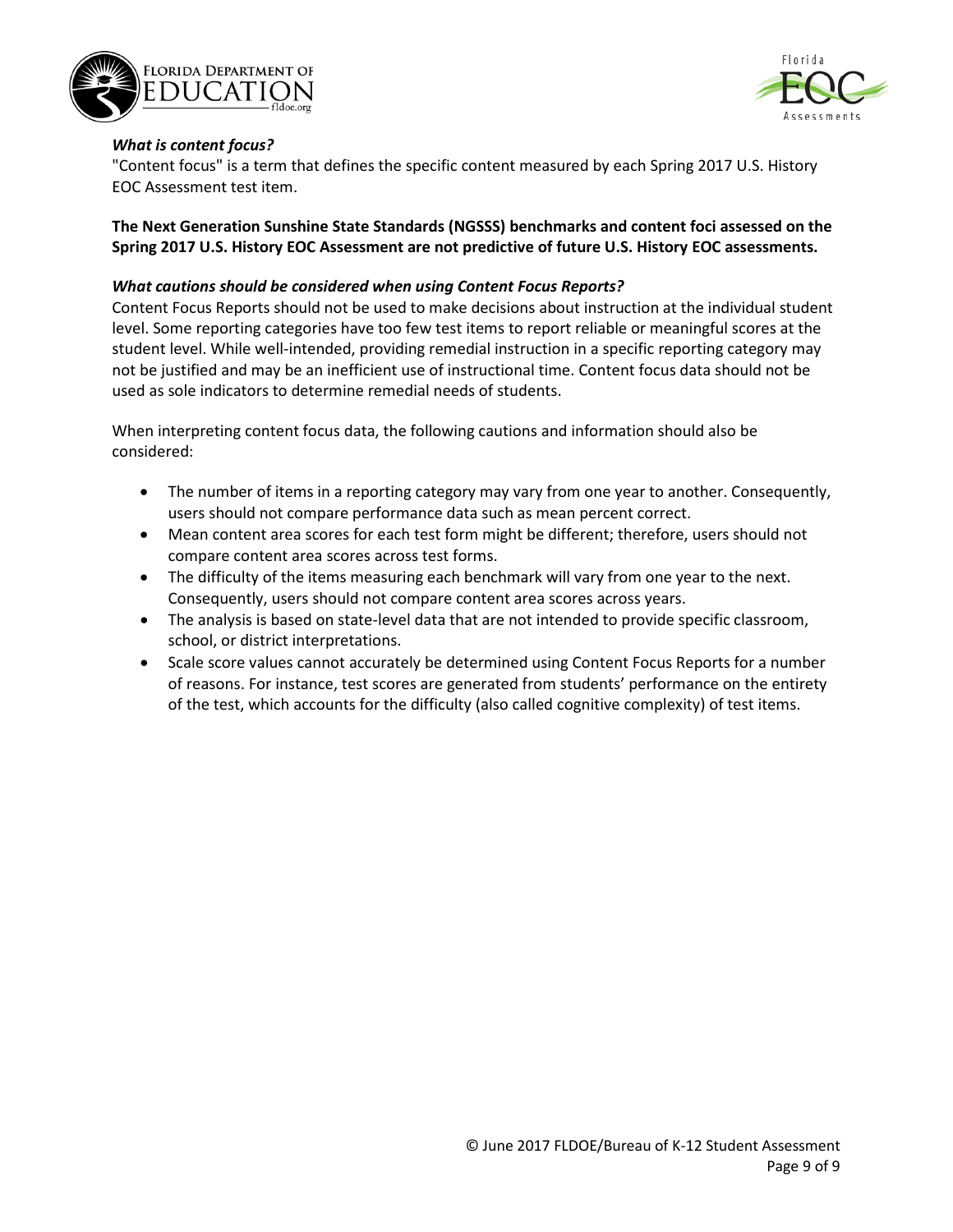### *What is content focus?*

"Content focus" is a term that defines the specific content measured by each Spring 2017 U.S. History EOC Assessment test item.

**The Next Generation Sunshine State Standards (NGSSS) benchmarks and content foci assessed on the Spring 2017 U.S. History EOC Assessment are not predictive of future U.S. History EOC assessments.**

### *What cautions should be considered when using Content Focus Reports?*

Content Focus Reports should not be used to make decisions about instruction at the individual student level. Some reporting categories have too few test items to report reliable or meaningful scores at the student level. While well-intended, providing remedial instruction in a specific reporting category may not be justified and may be an inefficient use of instructional time. Content focus data should not be used as sole indicators to determine remedial needs of students.

When interpreting content focus data, the following cautions and information should also be considered:

- The number of items in a reporting category may vary from one year to another. Consequently, users should not compare performance data such as mean percent correct.
- Mean content area scores for each test form might be different; therefore, users should not compare content area scores across test forms.
- The difficulty of the items measuring each benchmark will vary from one year to the next. Consequently, users should not compare content area scores across years.
- The analysis is based on state-level data that are not intended to provide specific classroom, school, or district interpretations.
- Scale score values cannot accurately be determined using Content Focus Reports for a number of reasons. For instance, test scores are generated from students' performance on the entirety of the test, which accounts for the difficulty (also called cognitive complexity) of test items.